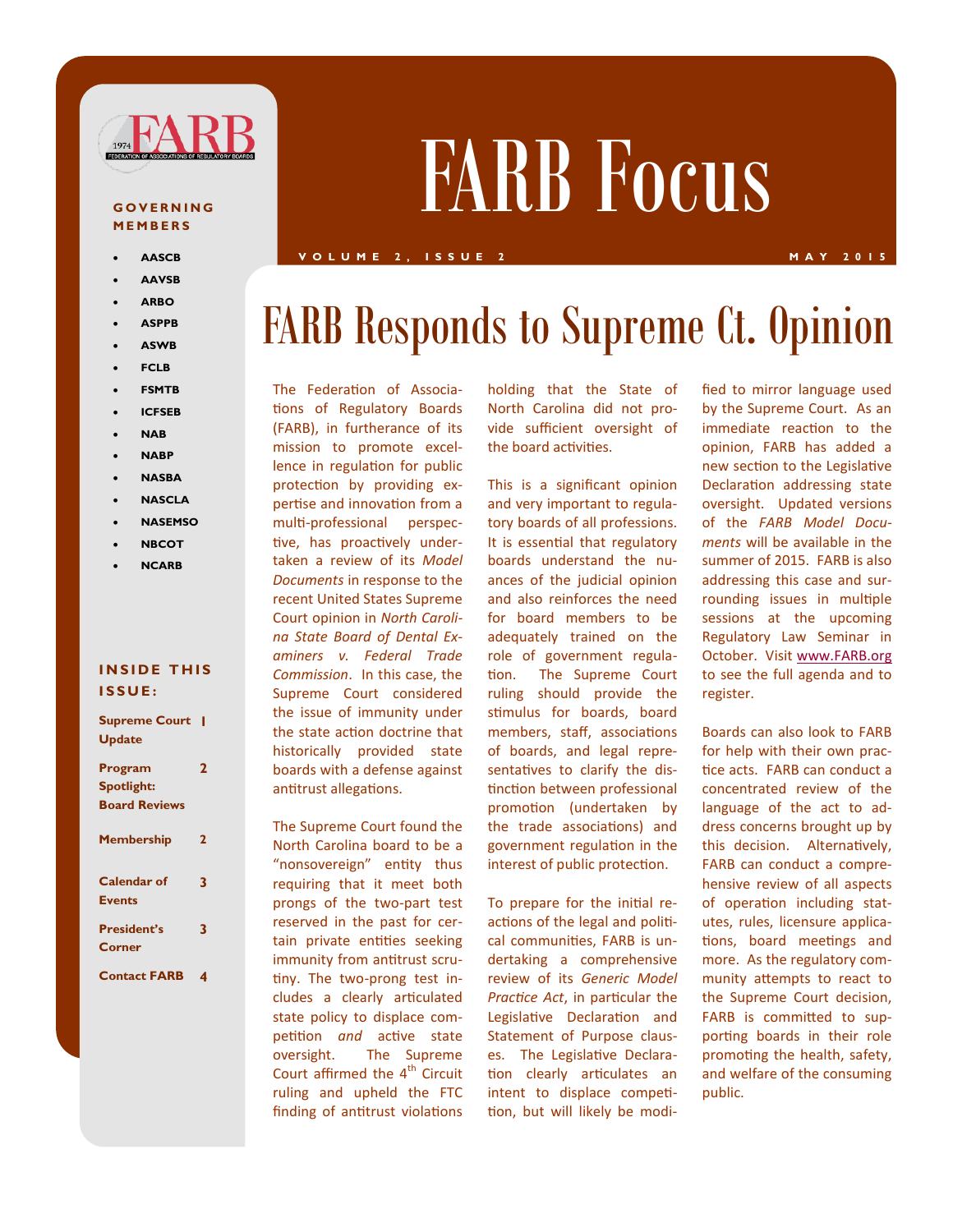# FARB Focus

VOLUME 2, ISSUE 2 — MAY 2015

**GOVERNING MEMBERS**

- AASCB
- AAVSB
- ARBO
- ASPPB
- ASWB
- FCLB
- FSMTB
- ICFSEB
- NAB
- NABP
- NASBA
- NASCLA
- NASEMSO
- NBCOT
- NCARB

**INSIDE THIS ISSUE:**

| | |
|---|---|
| Supreme Court Update | 1 |
| Program Spotlight: Board Reviews | 2 |
| Membership | 2 |
| Calendar of Events | 3 |
| President's Corner | 3 |
| Contact FARB | 4 |

## FARB Responds to Supreme Ct. Opinion

The Federation of Associations of Regulatory Boards (FARB), in furtherance of its mission to promote excellence in regulation for public protection by providing expertise and innovation from a multi-professional perspective, has proactively undertaken a review of its *Model Documents* in response to the recent United States Supreme Court opinion in *North Carolina State Board of Dental Examiners v. Federal Trade Commission*. In this case, the Supreme Court considered the issue of immunity under the state action doctrine that historically provided state boards with a defense against antitrust allegations.

The Supreme Court found the North Carolina board to be a "nonsovereign" entity thus requiring that it meet both prongs of the two-part test reserved in the past for certain private entities seeking immunity from antitrust scrutiny. The two-prong test includes a clearly articulated state policy to displace competition *and* active state oversight. The Supreme Court affirmed the 4th Circuit ruling and upheld the FTC finding of antitrust violations holding that the State of North Carolina did not provide sufficient oversight of the board activities.

This is a significant opinion and very important to regulatory boards of all professions. It is essential that regulatory boards understand the nuances of the judicial opinion and also reinforces the need for board members to be adequately trained on the role of government regulation. The Supreme Court ruling should provide the stimulus for boards, board members, staff, associations of boards, and legal representatives to clarify the distinction between professional promotion (undertaken by the trade associations) and government regulation in the interest of public protection.

To prepare for the initial reactions of the legal and political communities, FARB is undertaking a comprehensive review of its *Generic Model Practice Act*, in particular the Legislative Declaration and Statement of Purpose clauses. The Legislative Declaration clearly articulates an intent to displace competition, but will likely be modified to mirror language used by the Supreme Court. As an immediate reaction to the opinion, FARB has added a new section to the Legislative Declaration addressing state oversight. Updated versions of the *FARB Model Documents* will be available in the summer of 2015. FARB is also addressing this case and surrounding issues in multiple sessions at the upcoming Regulatory Law Seminar in October. Visit www.FARB.org to see the full agenda and to register.

Boards can also look to FARB for help with their own practice acts. FARB can conduct a concentrated review of the language of the act to address concerns brought up by this decision. Alternatively, FARB can conduct a comprehensive review of all aspects of operation including statutes, rules, licensure applications, board meetings and more. As the regulatory community attempts to react to the Supreme Court decision, FARB is committed to supporting boards in their role promoting the health, safety, and welfare of the consuming public.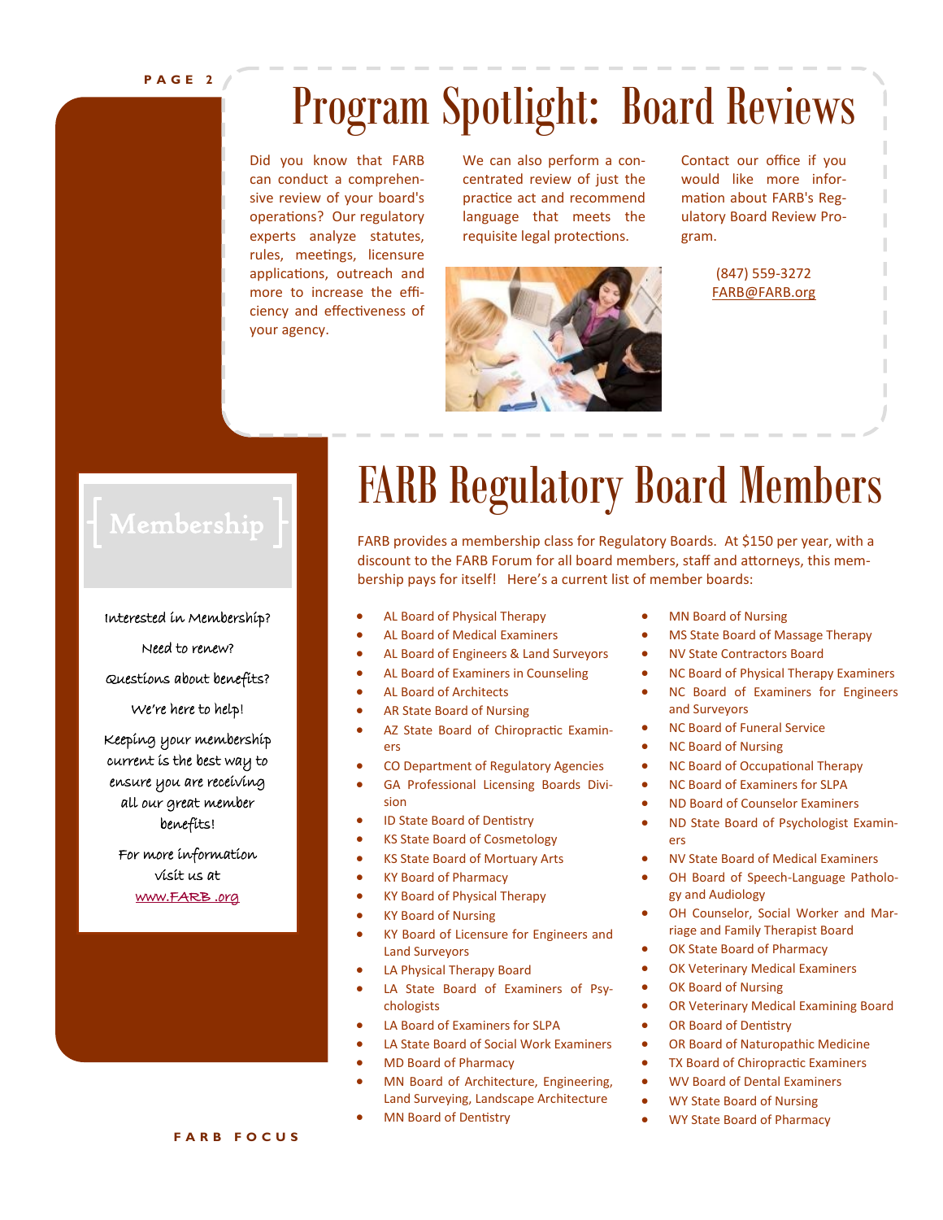# Program Spotlight: Board Reviews

Did you know that FARB can conduct a comprehensive review of your board's operations? Our regulatory experts analyze statutes, rules, meetings, licensure applications, outreach and more to increase the efficiency and effectiveness of your agency.

We can also perform a concentrated review of just the practice act and recommend language that meets the requisite legal protections.

Contact our office if you would like more information about FARB's Regulatory Board Review Program.

(847) 559-3272
FARB@FARB.org

## Membership

Interested in Membership?

Need to renew?

Questions about benefits?

We're here to help!

Keeping your membership current is the best way to ensure you are receiving all our great member benefits!

For more information visit us at www.FARB .org

# FARB Regulatory Board Members

FARB provides a membership class for Regulatory Boards. At $150 per year, with a discount to the FARB Forum for all board members, staff and attorneys, this membership pays for itself! Here's a current list of member boards:

- AL Board of Physical Therapy
- AL Board of Medical Examiners
- AL Board of Engineers & Land Surveyors
- AL Board of Examiners in Counseling
- AL Board of Architects
- AR State Board of Nursing
- AZ State Board of Chiropractic Examiners
- CO Department of Regulatory Agencies
- GA Professional Licensing Boards Division
- ID State Board of Dentistry
- KS State Board of Cosmetology
- KS State Board of Mortuary Arts
- KY Board of Pharmacy
- KY Board of Physical Therapy
- KY Board of Nursing
- KY Board of Licensure for Engineers and Land Surveyors
- LA Physical Therapy Board
- LA State Board of Examiners of Psychologists
- LA Board of Examiners for SLPA
- LA State Board of Social Work Examiners
- MD Board of Pharmacy
- MN Board of Architecture, Engineering, Land Surveying, Landscape Architecture
- MN Board of Dentistry
- MN Board of Nursing
- MS State Board of Massage Therapy
- NV State Contractors Board
- NC Board of Physical Therapy Examiners
- NC Board of Examiners for Engineers and Surveyors
- NC Board of Funeral Service
- NC Board of Nursing
- NC Board of Occupational Therapy
- NC Board of Examiners for SLPA
- ND Board of Counselor Examiners
- ND State Board of Psychologist Examiners
- NV State Board of Medical Examiners
- OH Board of Speech-Language Pathology and Audiology
- OH Counselor, Social Worker and Marriage and Family Therapist Board
- OK State Board of Pharmacy
- OK Veterinary Medical Examiners
- OK Board of Nursing
- OR Veterinary Medical Examining Board
- OR Board of Dentistry
- OR Board of Naturopathic Medicine
- TX Board of Chiropractic Examiners
- WV Board of Dental Examiners
- WY State Board of Nursing
- WY State Board of Pharmacy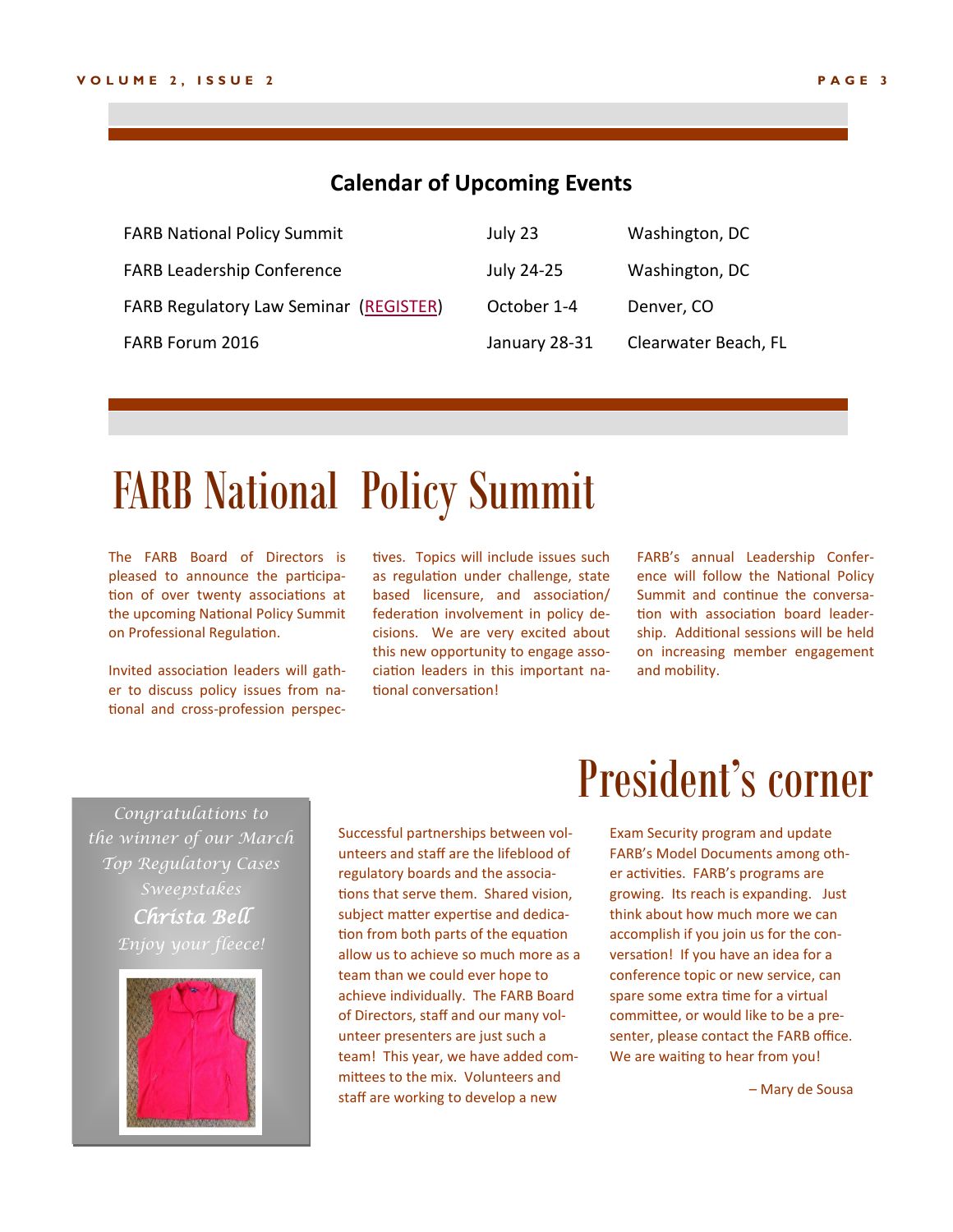## Calendar of Upcoming Events

| Event | Date | Location |
|---|---|---|
| FARB National Policy Summit | July 23 | Washington, DC |
| FARB Leadership Conference | July 24-25 | Washington, DC |
| FARB Regulatory Law Seminar (REGISTER) | October 1-4 | Denver, CO |
| FARB Forum 2016 | January 28-31 | Clearwater Beach, FL |

# FARB National Policy Summit

The FARB Board of Directors is pleased to announce the participation of over twenty associations at the upcoming National Policy Summit on Professional Regulation.

Invited association leaders will gather to discuss policy issues from national and cross-profession perspectives. Topics will include issues such as regulation under challenge, state based licensure, and association/federation involvement in policy decisions. We are very excited about this new opportunity to engage association leaders in this important national conversation!

FARB's annual Leadership Conference will follow the National Policy Summit and continue the conversation with association board leadership. Additional sessions will be held on increasing member engagement and mobility.

*Congratulations to the winner of our March Top Regulatory Cases Sweepstakes*

***Christa Bell***

*Enjoy your fleece!*

# President's corner

Successful partnerships between volunteers and staff are the lifeblood of regulatory boards and the associations that serve them. Shared vision, subject matter expertise and dedication from both parts of the equation allow us to achieve so much more as a team than we could ever hope to achieve individually. The FARB Board of Directors, staff and our many volunteer presenters are just such a team! This year, we have added committees to the mix. Volunteers and staff are working to develop a new Exam Security program and update FARB's Model Documents among other activities. FARB's programs are growing. Its reach is expanding. Just think about how much more we can accomplish if you join us for the conversation! If you have an idea for a conference topic or new service, can spare some extra time for a virtual committee, or would like to be a presenter, please contact the FARB office. We are waiting to hear from you!

– Mary de Sousa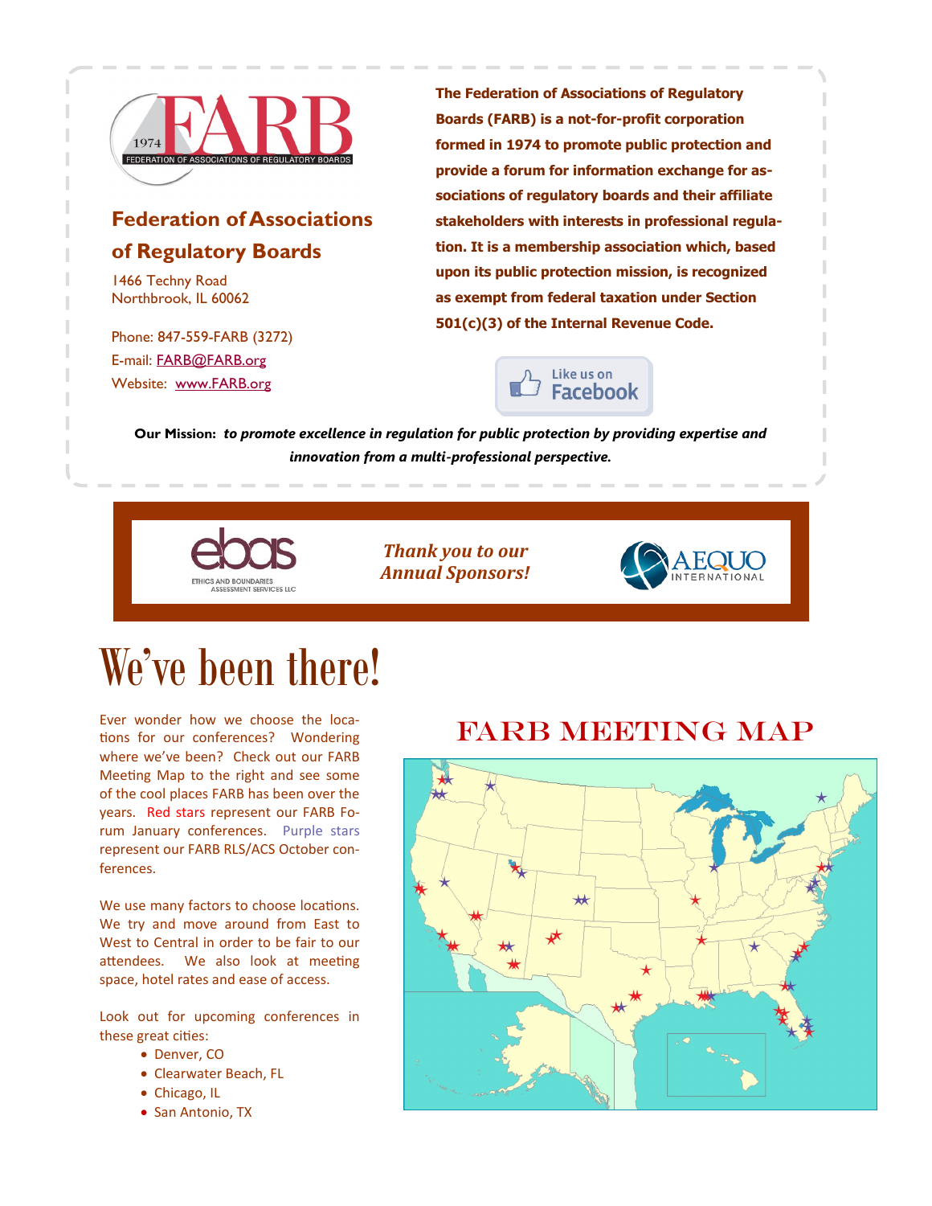1974
FEDERATION OF ASSOCIATIONS OF REGULATORY BOARDS

## Federation of Associations of Regulatory Boards

1466 Techny Road
Northbrook, IL 60062

Phone: 847-559-FARB (3272)
E-mail: FARB@FARB.org
Website: www.FARB.org

**The Federation of Associations of Regulatory Boards (FARB) is a not-for-profit corporation formed in 1974 to promote public protection and provide a forum for information exchange for associations of regulatory boards and their affiliate stakeholders with interests in professional regulation. It is a membership association which, based upon its public protection mission, is recognized as exempt from federal taxation under Section 501(c)(3) of the Internal Revenue Code.**

Like us on Facebook

**Our Mission:** ***to promote excellence in regulation for public protection by providing expertise and innovation from a multi-professional perspective.***

ebas ETHICS AND BOUNDARIES ASSESSMENT SERVICES LLC

***Thank you to our Annual Sponsors!***

AEQUO INTERNATIONAL

# We've been there!

Ever wonder how we choose the locations for our conferences? Wondering where we've been? Check out our FARB Meeting Map to the right and see some of the cool places FARB has been over the years. Red stars represent our FARB Forum January conferences. Purple stars represent our FARB RLS/ACS October conferences.

We use many factors to choose locations. We try and move around from East to West to Central in order to be fair to our attendees. We also look at meeting space, hotel rates and ease of access.

Look out for upcoming conferences in these great cities:

- Denver, CO
- Clearwater Beach, FL
- Chicago, IL
- San Antonio, TX

## FARB MEETING MAP